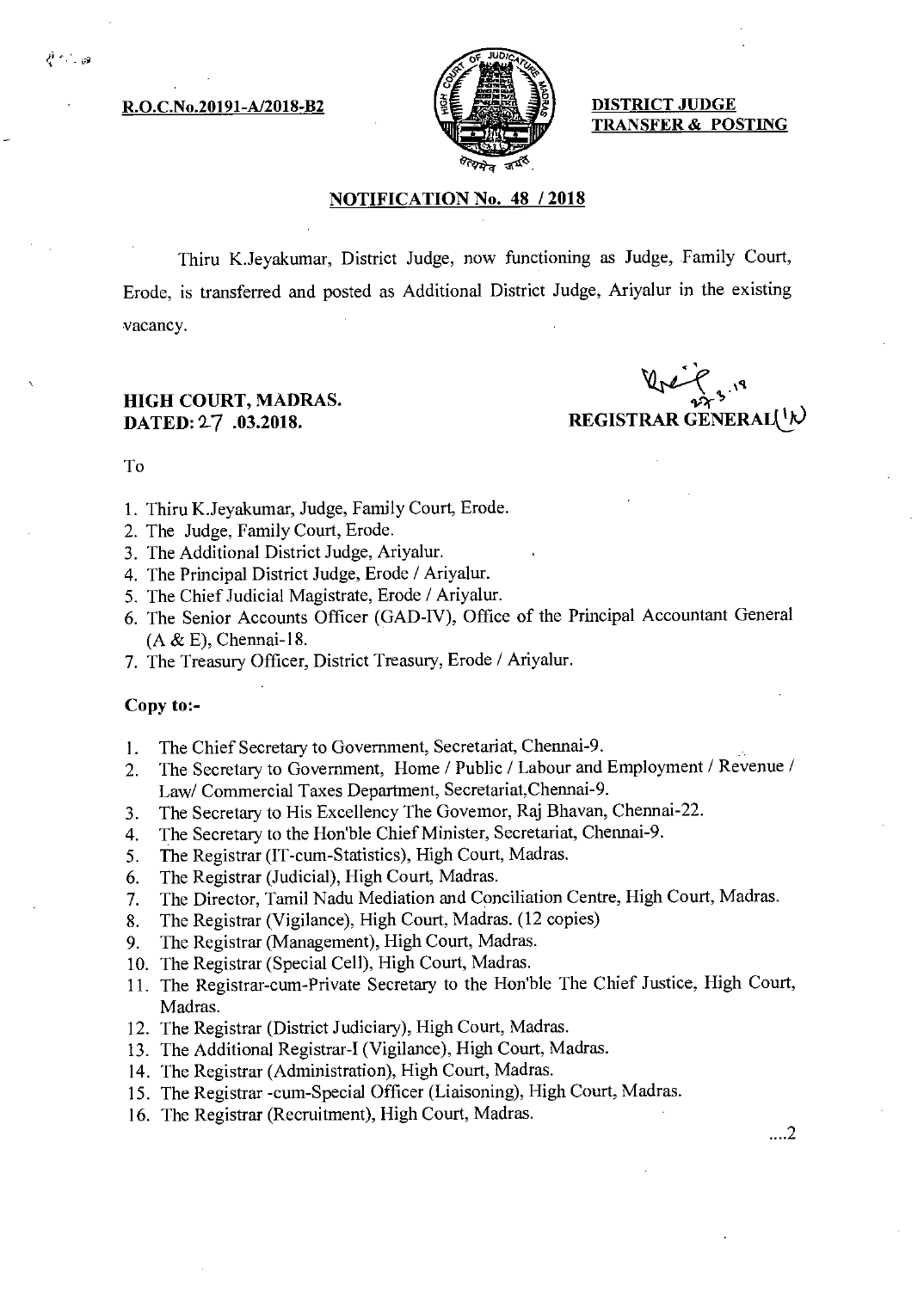**R.O.C.No.20191-A/2018-B2**

**DISTRICT JUDGE TRANSFER & POSTING**

## NOTIFICATION No. 48 / 2018

Thiru K.Jeyakumar, District Judge, now functioning as Judge, Family Court, Erode, is transferred and posted as Additional District Judge, Ariyalur in the existing vacancy.

**HIGH COURT, MADRAS.**
**DATED: 27 .03.2018.**

**REGISTRAR GENERAL(I/c)**

To

1. Thiru K.Jeyakumar, Judge, Family Court, Erode.
2. The Judge, Family Court, Erode.
3. The Additional District Judge, Ariyalur.
4. The Principal District Judge, Erode / Ariyalur.
5. The Chief Judicial Magistrate, Erode / Ariyalur.
6. The Senior Accounts Officer (GAD-IV), Office of the Principal Accountant General (A & E), Chennai-18.
7. The Treasury Officer, District Treasury, Erode / Ariyalur.

**Copy to:-**

1. The Chief Secretary to Government, Secretariat, Chennai-9.
2. The Secretary to Government, Home / Public / Labour and Employment / Revenue / Law/ Commercial Taxes Department, Secretariat,Chennai-9.
3. The Secretary to His Excellency The Governor, Raj Bhavan, Chennai-22.
4. The Secretary to the Hon'ble Chief Minister, Secretariat, Chennai-9.
5. The Registrar (IT-cum-Statistics), High Court, Madras.
6. The Registrar (Judicial), High Court, Madras.
7. The Director, Tamil Nadu Mediation and Conciliation Centre, High Court, Madras.
8. The Registrar (Vigilance), High Court, Madras. (12 copies)
9. The Registrar (Management), High Court, Madras.
10. The Registrar (Special Cell), High Court, Madras.
11. The Registrar-cum-Private Secretary to the Hon'ble The Chief Justice, High Court, Madras.
12. The Registrar (District Judiciary), High Court, Madras.
13. The Additional Registrar-I (Vigilance), High Court, Madras.
14. The Registrar (Administration), High Court, Madras.
15. The Registrar -cum-Special Officer (Liaisoning), High Court, Madras.
16. The Registrar (Recruitment), High Court, Madras.

....2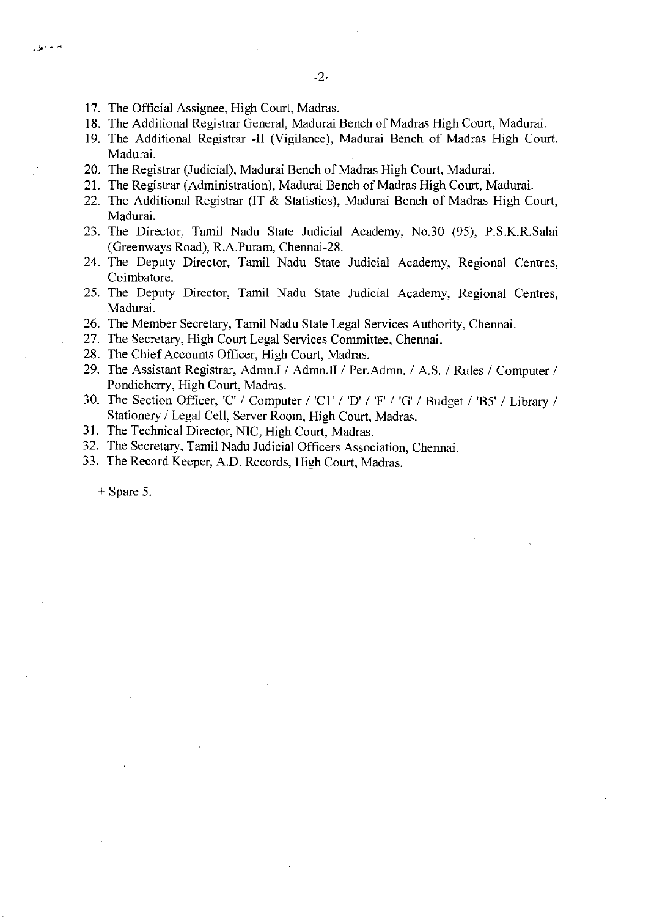17. The Official Assignee, High Court, Madras.
18. The Additional Registrar General, Madurai Bench of Madras High Court, Madurai.
19. The Additional Registrar -II (Vigilance), Madurai Bench of Madras High Court, Madurai.
20. The Registrar (Judicial), Madurai Bench of Madras High Court, Madurai.
21. The Registrar (Administration), Madurai Bench of Madras High Court, Madurai.
22. The Additional Registrar (IT & Statistics), Madurai Bench of Madras High Court, Madurai.
23. The Director, Tamil Nadu State Judicial Academy, No.30 (95), P.S.K.R.Salai (Greenways Road), R.A.Puram, Chennai-28.
24. The Deputy Director, Tamil Nadu State Judicial Academy, Regional Centres, Coimbatore.
25. The Deputy Director, Tamil Nadu State Judicial Academy, Regional Centres, Madurai.
26. The Member Secretary, Tamil Nadu State Legal Services Authority, Chennai.
27. The Secretary, High Court Legal Services Committee, Chennai.
28. The Chief Accounts Officer, High Court, Madras.
29. The Assistant Registrar, Admn.I / Admn.II / Per.Admn. / A.S. / Rules / Computer / Pondicherry, High Court, Madras.
30. The Section Officer, 'C' / Computer / 'C1' / 'D' / 'F' / 'G' / Budget / 'B5' / Library / Stationery / Legal Cell, Server Room, High Court, Madras.
31. The Technical Director, NIC, High Court, Madras.
32. The Secretary, Tamil Nadu Judicial Officers Association, Chennai.
33. The Record Keeper, A.D. Records, High Court, Madras.

+ Spare 5.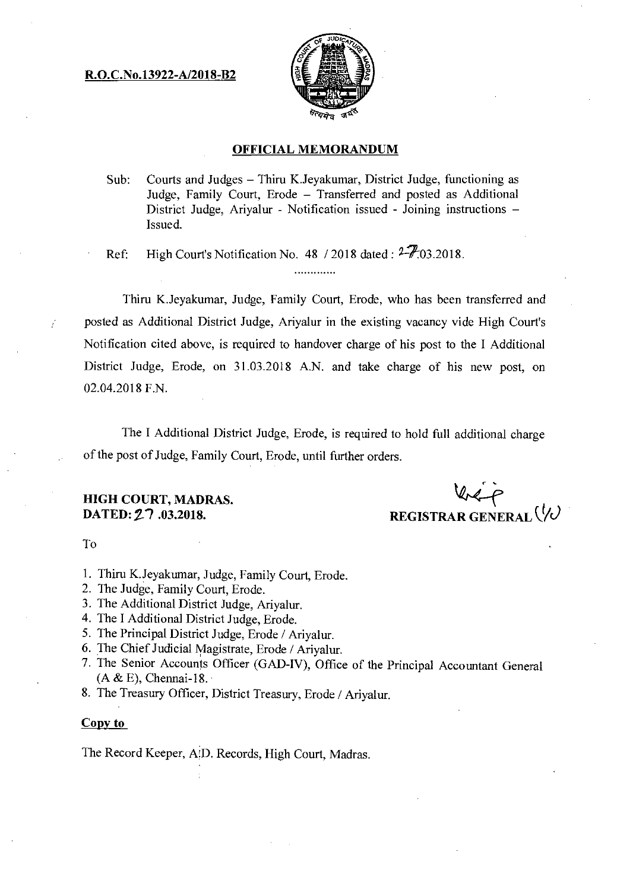**R.O.C.No.13922-A/2018-B2**

## OFFICIAL MEMORANDUM

Sub: Courts and Judges – Thiru K.Jeyakumar, District Judge, functioning as Judge, Family Court, Erode – Transferred and posted as Additional District Judge, Ariyalur - Notification issued - Joining instructions – Issued.

Ref: High Court's Notification No. 48 / 2018 dated : 27.03.2018.

.............

Thiru K.Jeyakumar, Judge, Family Court, Erode, who has been transferred and posted as Additional District Judge, Ariyalur in the existing vacancy vide High Court's Notification cited above, is required to handover charge of his post to the I Additional District Judge, Erode, on 31.03.2018 A.N. and take charge of his new post, on 02.04.2018 F.N.

The I Additional District Judge, Erode, is required to hold full additional charge of the post of Judge, Family Court, Erode, until further orders.

**HIGH COURT, MADRAS.**
**DATED: 27 .03.2018.**

**REGISTRAR GENERAL (I/C)**

To

1. Thiru K.Jeyakumar, Judge, Family Court, Erode.
2. The Judge, Family Court, Erode.
3. The Additional District Judge, Ariyalur.
4. The I Additional District Judge, Erode.
5. The Principal District Judge, Erode / Ariyalur.
6. The Chief Judicial Magistrate, Erode / Ariyalur.
7. The Senior Accounts Officer (GAD-IV), Office of the Principal Accountant General (A & E), Chennai-18.
8. The Treasury Officer, District Treasury, Erode / Ariyalur.

**Copy to**

The Record Keeper, A.D. Records, High Court, Madras.